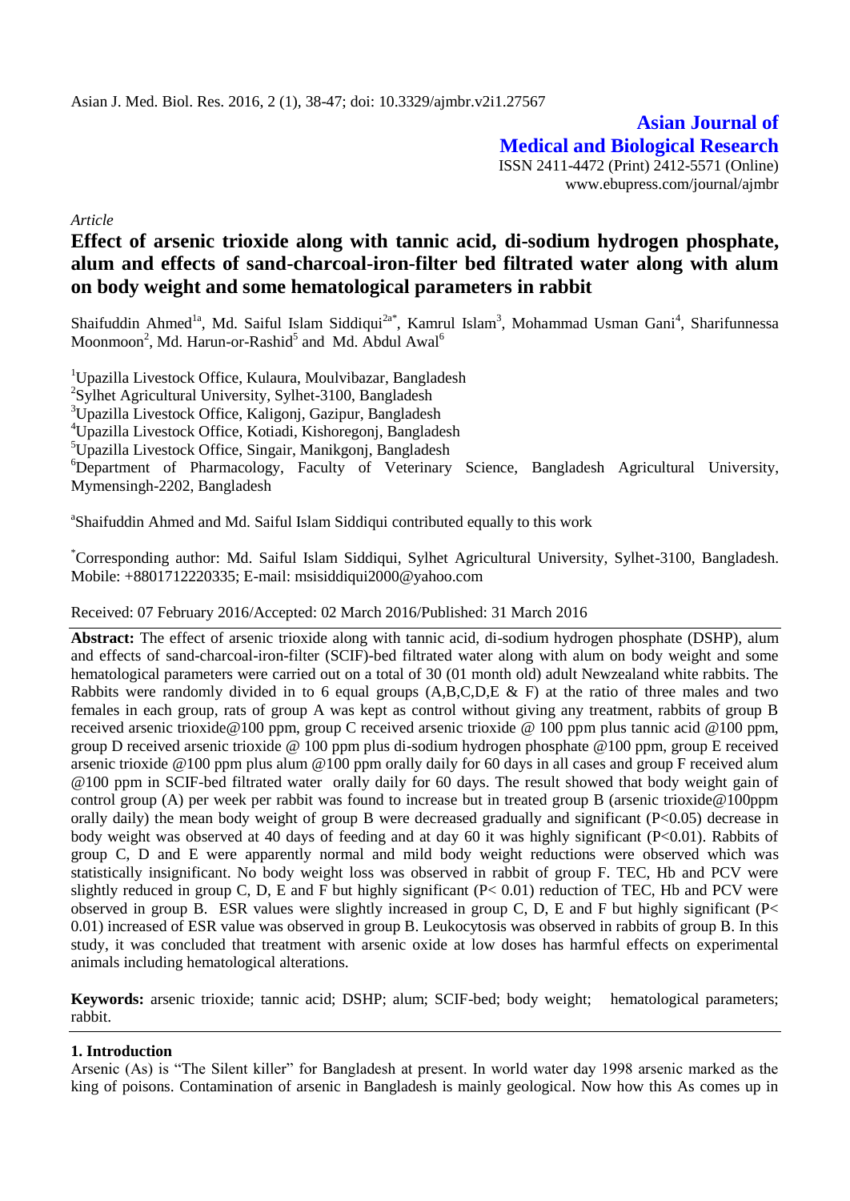Asian J. Med. Biol. Res. 2016, 2 (1), 38-47; doi: 10.3329/ajmbr.v2i1.27567

**Asian Journal of Medical and Biological Research**

ISSN 2411-4472 (Print) 2412-5571 (Online)
www.ebupress.com/journal/ajmbr

*Article*

# Effect of arsenic trioxide along with tannic acid, di-sodium hydrogen phosphate, alum and effects of sand-charcoal-iron-filter bed filtrated water along with alum on body weight and some hematological parameters in rabbit

Shaifuddin Ahmed[1a], Md. Saiful Islam Siddiqui[2a*], Kamrul Islam[3], Mohammad Usman Gani[4], Sharifunnessa Moonmoon[2], Md. Harun-or-Rashid[5] and Md. Abdul Awal[6]

[1]Upazilla Livestock Office, Kulaura, Moulvibazar, Bangladesh
[2]Sylhet Agricultural University, Sylhet-3100, Bangladesh
[3]Upazilla Livestock Office, Kaligonj, Gazipur, Bangladesh
[4]Upazilla Livestock Office, Kotiadi, Kishoregonj, Bangladesh
[5]Upazilla Livestock Office, Singair, Manikgonj, Bangladesh
[6]Department of Pharmacology, Faculty of Veterinary Science, Bangladesh Agricultural University, Mymensingh-2202, Bangladesh

[a]Shaifuddin Ahmed and Md. Saiful Islam Siddiqui contributed equally to this work

[*]Corresponding author: Md. Saiful Islam Siddiqui, Sylhet Agricultural University, Sylhet-3100, Bangladesh. Mobile: +8801712220335; E-mail: msisiddiqui2000@yahoo.com

Received: 07 February 2016/Accepted: 02 March 2016/Published: 31 March 2016

**Abstract:** The effect of arsenic trioxide along with tannic acid, di-sodium hydrogen phosphate (DSHP), alum and effects of sand-charcoal-iron-filter (SCIF)-bed filtrated water along with alum on body weight and some hematological parameters were carried out on a total of 30 (01 month old) adult Newzealand white rabbits. The Rabbits were randomly divided in to 6 equal groups (A,B,C,D,E & F) at the ratio of three males and two females in each group, rats of group A was kept as control without giving any treatment, rabbits of group B received arsenic trioxide@100 ppm, group C received arsenic trioxide @ 100 ppm plus tannic acid @100 ppm, group D received arsenic trioxide @ 100 ppm plus di-sodium hydrogen phosphate @100 ppm, group E received arsenic trioxide @100 ppm plus alum @100 ppm orally daily for 60 days in all cases and group F received alum @100 ppm in SCIF-bed filtrated water orally daily for 60 days. The result showed that body weight gain of control group (A) per week per rabbit was found to increase but in treated group B (arsenic trioxide@100ppm orally daily) the mean body weight of group B were decreased gradually and significant ($P<0.05$) decrease in body weight was observed at 40 days of feeding and at day 60 it was highly significant ($P<0.01$). Rabbits of group C, D and E were apparently normal and mild body weight reductions were observed which was statistically insignificant. No body weight loss was observed in rabbit of group F. TEC, Hb and PCV were slightly reduced in group C, D, E and F but highly significant ($P< 0.01$) reduction of TEC, Hb and PCV were observed in group B. ESR values were slightly increased in group C, D, E and F but highly significant ($P< 0.01$) increased of ESR value was observed in group B. Leukocytosis was observed in rabbits of group B. In this study, it was concluded that treatment with arsenic oxide at low doses has harmful effects on experimental animals including hematological alterations.

**Keywords:** arsenic trioxide; tannic acid; DSHP; alum; SCIF-bed; body weight; hematological parameters; rabbit.

## 1. Introduction

Arsenic (As) is "The Silent killer" for Bangladesh at present. In world water day 1998 arsenic marked as the king of poisons. Contamination of arsenic in Bangladesh is mainly geological. Now how this As comes up in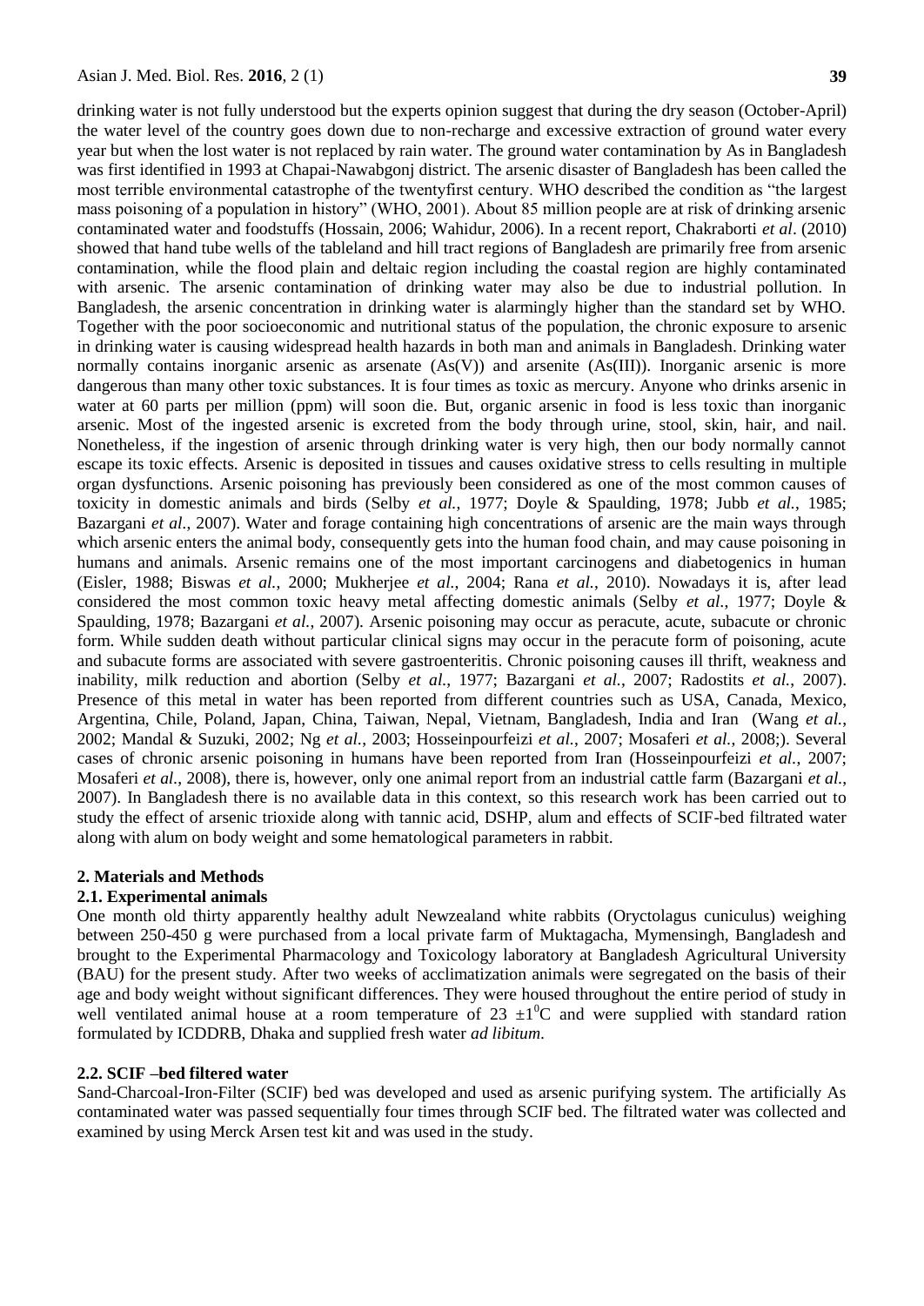drinking water is not fully understood but the experts opinion suggest that during the dry season (October-April) the water level of the country goes down due to non-recharge and excessive extraction of ground water every year but when the lost water is not replaced by rain water. The ground water contamination by As in Bangladesh was first identified in 1993 at Chapai-Nawabgonj district. The arsenic disaster of Bangladesh has been called the most terrible environmental catastrophe of the twentyfirst century. WHO described the condition as "the largest mass poisoning of a population in history" (WHO, 2001). About 85 million people are at risk of drinking arsenic contaminated water and foodstuffs (Hossain, 2006; Wahidur, 2006). In a recent report, Chakraborti *et al*. (2010) showed that hand tube wells of the tableland and hill tract regions of Bangladesh are primarily free from arsenic contamination, while the flood plain and deltaic region including the coastal region are highly contaminated with arsenic. The arsenic contamination of drinking water may also be due to industrial pollution. In Bangladesh, the arsenic concentration in drinking water is alarmingly higher than the standard set by WHO. Together with the poor socioeconomic and nutritional status of the population, the chronic exposure to arsenic in drinking water is causing widespread health hazards in both man and animals in Bangladesh. Drinking water normally contains inorganic arsenic as arsenate (As(V)) and arsenite (As(III)). Inorganic arsenic is more dangerous than many other toxic substances. It is four times as toxic as mercury. Anyone who drinks arsenic in water at 60 parts per million (ppm) will soon die. But, organic arsenic in food is less toxic than inorganic arsenic. Most of the ingested arsenic is excreted from the body through urine, stool, skin, hair, and nail. Nonetheless, if the ingestion of arsenic through drinking water is very high, then our body normally cannot escape its toxic effects. Arsenic is deposited in tissues and causes oxidative stress to cells resulting in multiple organ dysfunctions. Arsenic poisoning has previously been considered as one of the most common causes of toxicity in domestic animals and birds (Selby *et al.*, 1977; Doyle & Spaulding, 1978; Jubb *et al.*, 1985; Bazargani *et al*., 2007). Water and forage containing high concentrations of arsenic are the main ways through which arsenic enters the animal body, consequently gets into the human food chain, and may cause poisoning in humans and animals. Arsenic remains one of the most important carcinogens and diabetogenics in human (Eisler, 1988; Biswas *et al.*, 2000; Mukherjee *et al.*, 2004; Rana *et al.*, 2010). Nowadays it is, after lead considered the most common toxic heavy metal affecting domestic animals (Selby *et al*., 1977; Doyle & Spaulding, 1978; Bazargani *et al.*, 2007). Arsenic poisoning may occur as peracute, acute, subacute or chronic form. While sudden death without particular clinical signs may occur in the peracute form of poisoning, acute and subacute forms are associated with severe gastroenteritis. Chronic poisoning causes ill thrift, weakness and inability, milk reduction and abortion (Selby *et al.*, 1977; Bazargani *et al.*, 2007; Radostits *et al.*, 2007). Presence of this metal in water has been reported from different countries such as USA, Canada, Mexico, Argentina, Chile, Poland, Japan, China, Taiwan, Nepal, Vietnam, Bangladesh, India and Iran (Wang *et al.*, 2002; Mandal & Suzuki, 2002; Ng *et al.*, 2003; Hosseinpourfeizi *et al.*, 2007; Mosaferi *et al.*, 2008;). Several cases of chronic arsenic poisoning in humans have been reported from Iran (Hosseinpourfeizi *et al.*, 2007; Mosaferi *et al.*, 2008), there is, however, only one animal report from an industrial cattle farm (Bazargani *et al.*, 2007). In Bangladesh there is no available data in this context, so this research work has been carried out to study the effect of arsenic trioxide along with tannic acid, DSHP, alum and effects of SCIF-bed filtrated water along with alum on body weight and some hematological parameters in rabbit.

## 2. Materials and Methods

### 2.1. Experimental animals

One month old thirty apparently healthy adult Newzealand white rabbits (Oryctolagus cuniculus) weighing between 250-450 g were purchased from a local private farm of Muktagacha, Mymensingh, Bangladesh and brought to the Experimental Pharmacology and Toxicology laboratory at Bangladesh Agricultural University (BAU) for the present study. After two weeks of acclimatization animals were segregated on the basis of their age and body weight without significant differences. They were housed throughout the entire period of study in well ventilated animal house at a room temperature of 23 $\pm 1^0$C and were supplied with standard ration formulated by ICDDRB, Dhaka and supplied fresh water *ad libitum*.

### 2.2. SCIF –bed filtered water

Sand-Charcoal-Iron-Filter (SCIF) bed was developed and used as arsenic purifying system. The artificially As contaminated water was passed sequentially four times through SCIF bed. The filtrated water was collected and examined by using Merck Arsen test kit and was used in the study.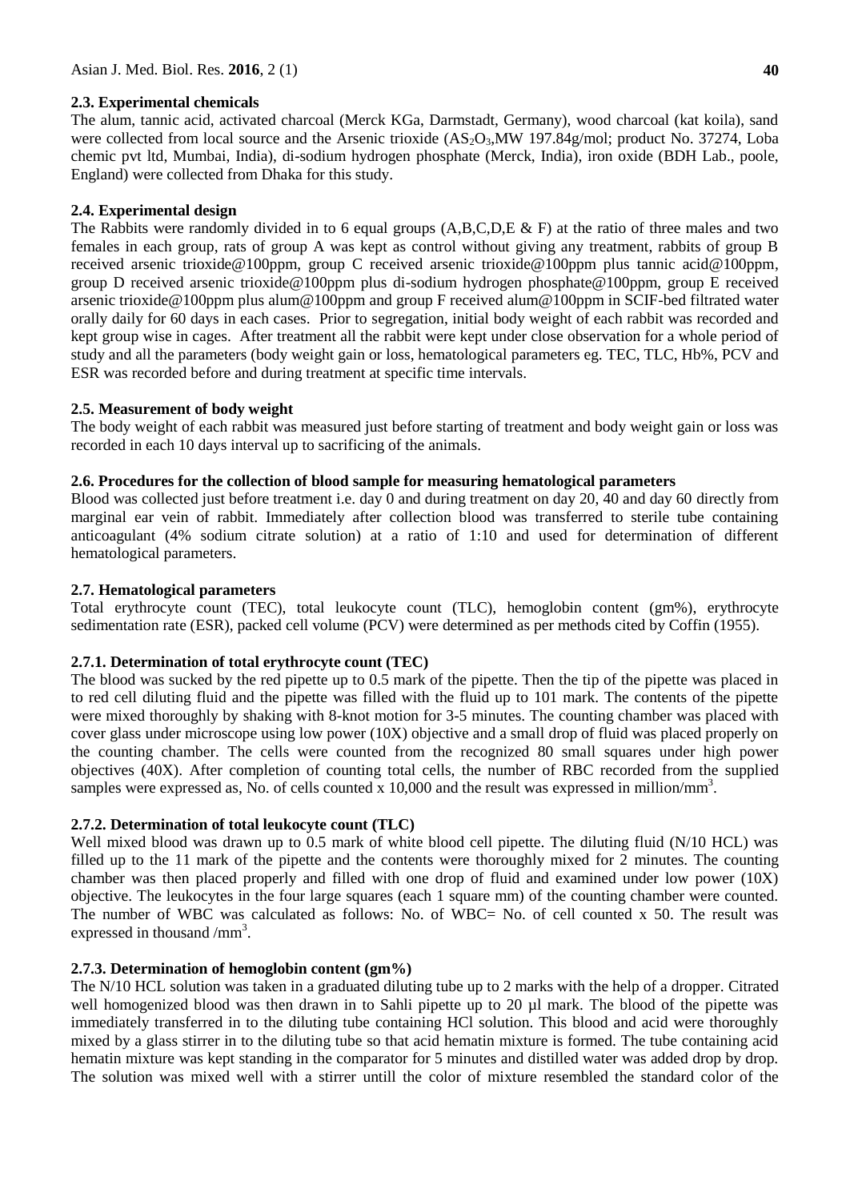### 2.3. Experimental chemicals

The alum, tannic acid, activated charcoal (Merck KGa, Darmstadt, Germany), wood charcoal (kat koila), sand were collected from local source and the Arsenic trioxide ($AS_2O_3$,MW 197.84g/mol; product No. 37274, Loba chemic pvt ltd, Mumbai, India), di-sodium hydrogen phosphate (Merck, India), iron oxide (BDH Lab., poole, England) were collected from Dhaka for this study.

### 2.4. Experimental design

The Rabbits were randomly divided in to 6 equal groups (A,B,C,D,E & F) at the ratio of three males and two females in each group, rats of group A was kept as control without giving any treatment, rabbits of group B received arsenic trioxide@100ppm, group C received arsenic trioxide@100ppm plus tannic acid@100ppm, group D received arsenic trioxide@100ppm plus di-sodium hydrogen phosphate@100ppm, group E received arsenic trioxide@100ppm plus alum@100ppm and group F received alum@100ppm in SCIF-bed filtrated water orally daily for 60 days in each cases. Prior to segregation, initial body weight of each rabbit was recorded and kept group wise in cages. After treatment all the rabbit were kept under close observation for a whole period of study and all the parameters (body weight gain or loss, hematological parameters eg. TEC, TLC, Hb%, PCV and ESR was recorded before and during treatment at specific time intervals.

### 2.5. Measurement of body weight

The body weight of each rabbit was measured just before starting of treatment and body weight gain or loss was recorded in each 10 days interval up to sacrificing of the animals.

### 2.6. Procedures for the collection of blood sample for measuring hematological parameters

Blood was collected just before treatment i.e. day 0 and during treatment on day 20, 40 and day 60 directly from marginal ear vein of rabbit. Immediately after collection blood was transferred to sterile tube containing anticoagulant (4% sodium citrate solution) at a ratio of 1:10 and used for determination of different hematological parameters.

### 2.7. Hematological parameters

Total erythrocyte count (TEC), total leukocyte count (TLC), hemoglobin content (gm%), erythrocyte sedimentation rate (ESR), packed cell volume (PCV) were determined as per methods cited by Coffin (1955).

#### 2.7.1. Determination of total erythrocyte count (TEC)

The blood was sucked by the red pipette up to 0.5 mark of the pipette. Then the tip of the pipette was placed in to red cell diluting fluid and the pipette was filled with the fluid up to 101 mark. The contents of the pipette were mixed thoroughly by shaking with 8-knot motion for 3-5 minutes. The counting chamber was placed with cover glass under microscope using low power (10X) objective and a small drop of fluid was placed properly on the counting chamber. The cells were counted from the recognized 80 small squares under high power objectives (40X). After completion of counting total cells, the number of RBC recorded from the supplied samples were expressed as, No. of cells counted x 10,000 and the result was expressed in million/$mm^3$.

#### 2.7.2. Determination of total leukocyte count (TLC)

Well mixed blood was drawn up to 0.5 mark of white blood cell pipette. The diluting fluid (N/10 HCL) was filled up to the 11 mark of the pipette and the contents were thoroughly mixed for 2 minutes. The counting chamber was then placed properly and filled with one drop of fluid and examined under low power (10X) objective. The leukocytes in the four large squares (each 1 square mm) of the counting chamber were counted. The number of WBC was calculated as follows: No. of WBC= No. of cell counted x 50. The result was expressed in thousand /$mm^3$.

#### 2.7.3. Determination of hemoglobin content (gm%)

The N/10 HCL solution was taken in a graduated diluting tube up to 2 marks with the help of a dropper. Citrated well homogenized blood was then drawn in to Sahli pipette up to 20 µl mark. The blood of the pipette was immediately transferred in to the diluting tube containing HCl solution. This blood and acid were thoroughly mixed by a glass stirrer in to the diluting tube so that acid hematin mixture is formed. The tube containing acid hematin mixture was kept standing in the comparator for 5 minutes and distilled water was added drop by drop. The solution was mixed well with a stirrer untill the color of mixture resembled the standard color of the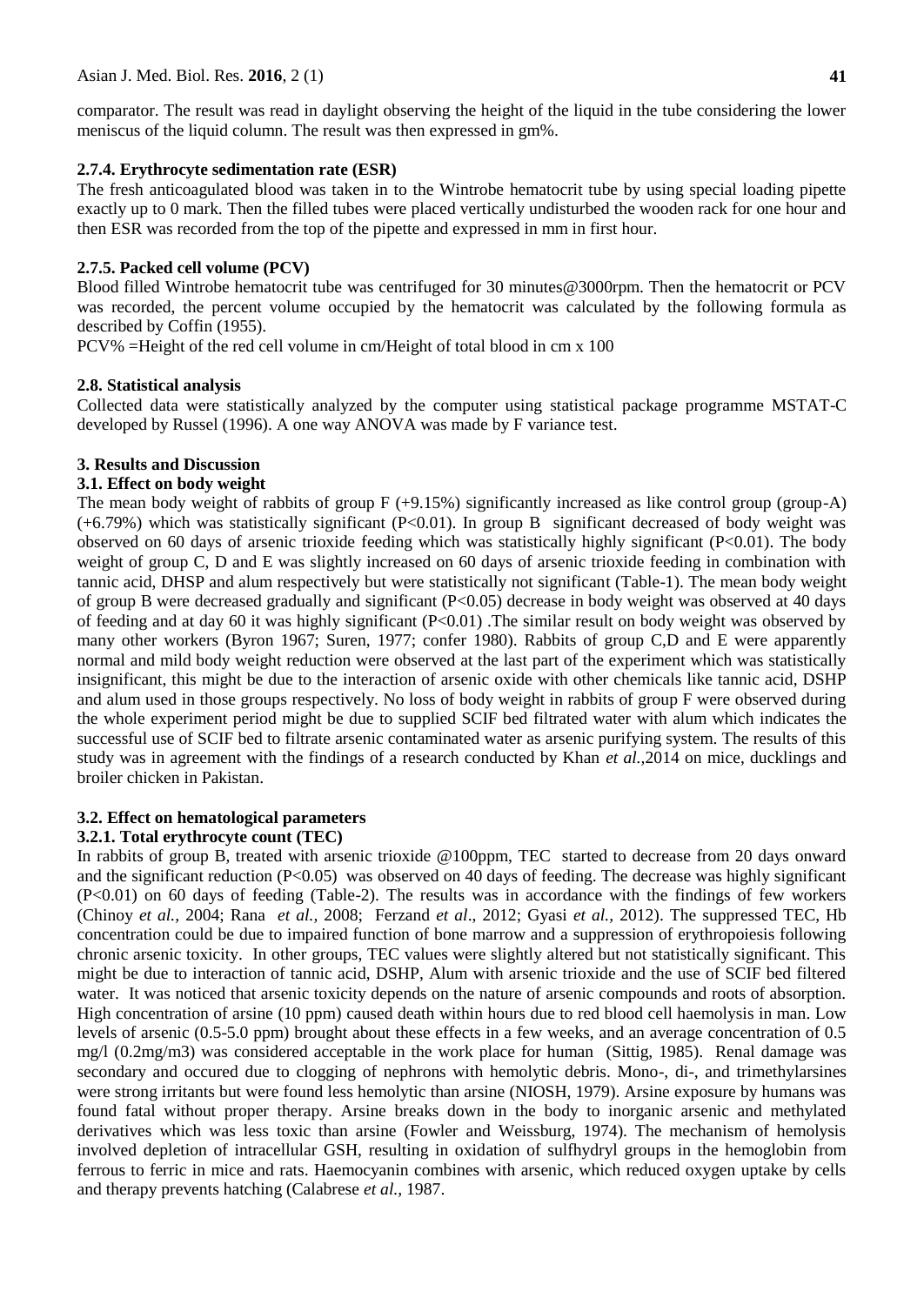comparator. The result was read in daylight observing the height of the liquid in the tube considering the lower meniscus of the liquid column. The result was then expressed in gm%.

#### 2.7.4. Erythrocyte sedimentation rate (ESR)

The fresh anticoagulated blood was taken in to the Wintrobe hematocrit tube by using special loading pipette exactly up to 0 mark. Then the filled tubes were placed vertically undisturbed the wooden rack for one hour and then ESR was recorded from the top of the pipette and expressed in mm in first hour.

#### 2.7.5. Packed cell volume (PCV)

Blood filled Wintrobe hematocrit tube was centrifuged for 30 minutes@3000rpm. Then the hematocrit or PCV was recorded, the percent volume occupied by the hematocrit was calculated by the following formula as described by Coffin (1955).

PCV% =Height of the red cell volume in cm/Height of total blood in cm x 100

### 2.8. Statistical analysis

Collected data were statistically analyzed by the computer using statistical package programme MSTAT-C developed by Russel (1996). A one way ANOVA was made by F variance test.

## 3. Results and Discussion

### 3.1. Effect on body weight

The mean body weight of rabbits of group F (+9.15%) significantly increased as like control group (group-A) (+6.79%) which was statistically significant ($P<0.01$). In group B significant decreased of body weight was observed on 60 days of arsenic trioxide feeding which was statistically highly significant ($P<0.01$). The body weight of group C, D and E was slightly increased on 60 days of arsenic trioxide feeding in combination with tannic acid, DHSP and alum respectively but were statistically not significant (Table-1). The mean body weight of group B were decreased gradually and significant ($P<0.05$) decrease in body weight was observed at 40 days of feeding and at day 60 it was highly significant ($P<0.01$) .The similar result on body weight was observed by many other workers (Byron 1967; Suren, 1977; confer 1980). Rabbits of group C,D and E were apparently normal and mild body weight reduction were observed at the last part of the experiment which was statistically insignificant, this might be due to the interaction of arsenic oxide with other chemicals like tannic acid, DSHP and alum used in those groups respectively. No loss of body weight in rabbits of group F were observed during the whole experiment period might be due to supplied SCIF bed filtrated water with alum which indicates the successful use of SCIF bed to filtrate arsenic contaminated water as arsenic purifying system. The results of this study was in agreement with the findings of a research conducted by Khan *et al.*,2014 on mice, ducklings and broiler chicken in Pakistan.

### 3.2. Effect on hematological parameters

#### 3.2.1. Total erythrocyte count (TEC)

In rabbits of group B, treated with arsenic trioxide @100ppm, TEC started to decrease from 20 days onward and the significant reduction ($P<0.05$) was observed on 40 days of feeding. The decrease was highly significant ($P<0.01$) on 60 days of feeding (Table-2). The results was in accordance with the findings of few workers (Chinoy *et al.,* 2004; Rana *et al.,* 2008; Ferzand *et al*., 2012; Gyasi *et al.,* 2012). The suppressed TEC, Hb concentration could be due to impaired function of bone marrow and a suppression of erythropoiesis following chronic arsenic toxicity. In other groups, TEC values were slightly altered but not statistically significant. This might be due to interaction of tannic acid, DSHP, Alum with arsenic trioxide and the use of SCIF bed filtered water. It was noticed that arsenic toxicity depends on the nature of arsenic compounds and roots of absorption. High concentration of arsine (10 ppm) caused death within hours due to red blood cell haemolysis in man. Low levels of arsenic (0.5-5.0 ppm) brought about these effects in a few weeks, and an average concentration of 0.5 mg/l (0.2mg/m3) was considered acceptable in the work place for human (Sittig, 1985). Renal damage was secondary and occured due to clogging of nephrons with hemolytic debris. Mono-, di-, and trimethylarsines were strong irritants but were found less hemolytic than arsine (NIOSH, 1979). Arsine exposure by humans was found fatal without proper therapy. Arsine breaks down in the body to inorganic arsenic and methylated derivatives which was less toxic than arsine (Fowler and Weissburg, 1974). The mechanism of hemolysis involved depletion of intracellular GSH, resulting in oxidation of sulfhydryl groups in the hemoglobin from ferrous to ferric in mice and rats. Haemocyanin combines with arsenic, which reduced oxygen uptake by cells and therapy prevents hatching (Calabrese *et al.,* 1987.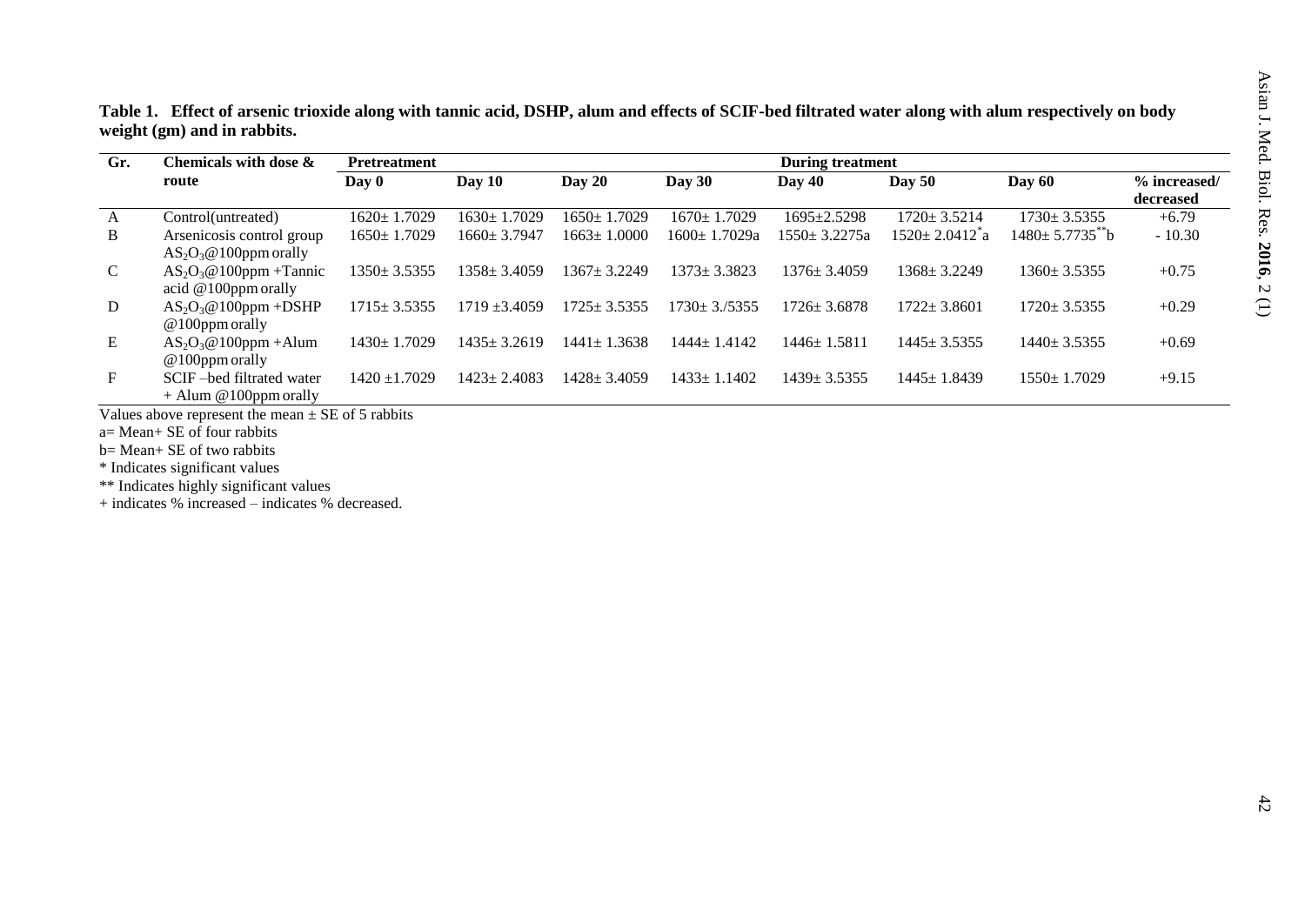**Table 1. Effect of arsenic trioxide along with tannic acid, DSHP, alum and effects of SCIF-bed filtrated water along with alum respectively on body weight (gm) and in rabbits.**

| Gr. | Chemicals with dose & route | Pretreatment | During treatment | | | | | | |
|---|---|---|---|---|---|---|---|---|---|
| | | Day 0 | Day 10 | Day 20 | Day 30 | Day 40 | Day 50 | Day 60 | % increased/ decreased |
| A | Control(untreated) | 1620± 1.7029 | 1630± 1.7029 | 1650± 1.7029 | 1670± 1.7029 | 1695±2.5298 | 1720± 3.5214 | 1730± 3.5355 | +6.79 |
| B | Arsenicosis control group $AS_2O_3$@100ppm orally | 1650± 1.7029 | 1660± 3.7947 | 1663± 1.0000 | 1600± 1.7029a | 1550± 3.2275a | 1520± 2.0412*a | 1480± 5.7735**b | - 10.30 |
| C | $AS_2O_3$@100ppm +Tannic acid @100ppm orally | 1350± 3.5355 | 1358± 3.4059 | 1367± 3.2249 | 1373± 3.3823 | 1376± 3.4059 | 1368± 3.2249 | 1360± 3.5355 | +0.75 |
| D | $AS_2O_3$@100ppm +DSHP @100ppm orally | 1715± 3.5355 | 1719 ±3.4059 | 1725± 3.5355 | 1730± 3./5355 | 1726± 3.6878 | 1722± 3.8601 | 1720± 3.5355 | +0.29 |
| E | $AS_2O_3$@100ppm +Alum @100ppm orally | 1430± 1.7029 | 1435± 3.2619 | 1441± 1.3638 | 1444± 1.4142 | 1446± 1.5811 | 1445± 3.5355 | 1440± 3.5355 | +0.69 |
| F | SCIF –bed filtrated water + Alum @100ppm orally | 1420 ±1.7029 | 1423± 2.4083 | 1428± 3.4059 | 1433± 1.1402 | 1439± 3.5355 | 1445± 1.8439 | 1550± 1.7029 | +9.15 |

Values above represent the mean ± SE of 5 rabbits

a= Mean+ SE of four rabbits

b= Mean+ SE of two rabbits

* Indicates significant values

** Indicates highly significant values

+ indicates % increased – indicates % decreased.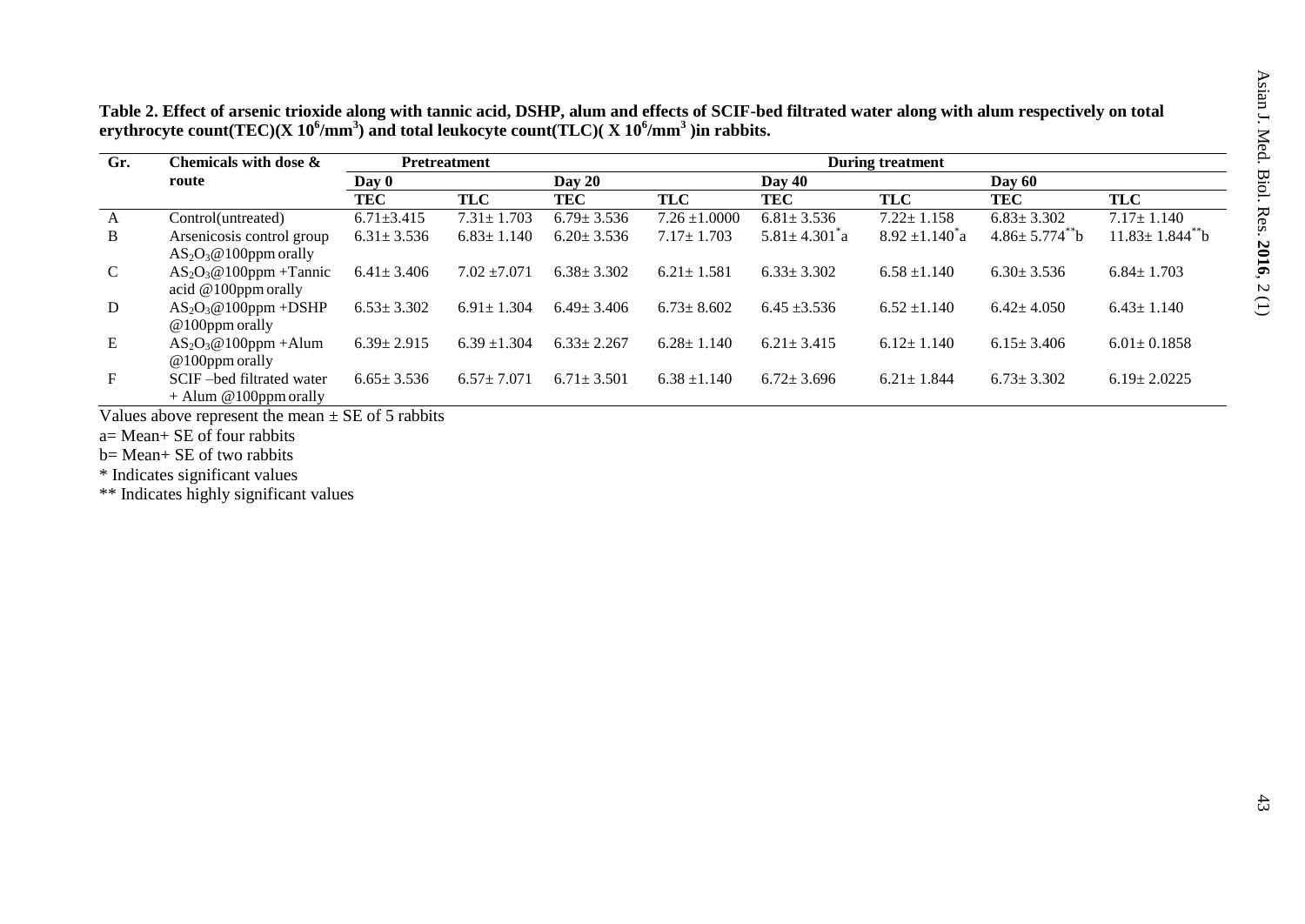**Table 2. Effect of arsenic trioxide along with tannic acid, DSHP, alum and effects of SCIF-bed filtrated water along with alum respectively on total erythrocyte count(TEC)(X $10^6$/mm$^3$) and total leukocyte count(TLC)( X $10^6$/mm$^3$ )in rabbits.**

| Gr. | Chemicals with dose & route | Pretreatment | | During treatment | | | | | |
|---|---|---|---|---|---|---|---|---|---|
| | | Day 0 | | Day 20 | | Day 40 | | Day 60 | |
| | | TEC | TLC | TEC | TLC | TEC | TLC | TEC | TLC |
| A | Control(untreated) | 6.71±3.415 | 7.31± 1.703 | 6.79± 3.536 | 7.26 ±1.0000 | 6.81± 3.536 | 7.22± 1.158 | 6.83± 3.302 | 7.17± 1.140 |
| B | Arsenicosis control group $AS_2O_3$@100ppm orally | 6.31± 3.536 | 6.83± 1.140 | 6.20± 3.536 | 7.17± 1.703 | 5.81± 4.301*a | 8.92 ±1.140*a | 4.86± 5.774**b | 11.83± 1.844**b |
| C | $AS_2O_3$@100ppm +Tannic acid @100ppm orally | 6.41± 3.406 | 7.02 ±7.071 | 6.38± 3.302 | 6.21± 1.581 | 6.33± 3.302 | 6.58 ±1.140 | 6.30± 3.536 | 6.84± 1.703 |
| D | $AS_2O_3$@100ppm +DSHP @100ppm orally | 6.53± 3.302 | 6.91± 1.304 | 6.49± 3.406 | 6.73± 8.602 | 6.45 ±3.536 | 6.52 ±1.140 | 6.42± 4.050 | 6.43± 1.140 |
| E | $AS_2O_3$@100ppm +Alum @100ppm orally | 6.39± 2.915 | 6.39 ±1.304 | 6.33± 2.267 | 6.28± 1.140 | 6.21± 3.415 | 6.12± 1.140 | 6.15± 3.406 | 6.01± 0.1858 |
| F | SCIF –bed filtrated water + Alum @100ppm orally | 6.65± 3.536 | 6.57± 7.071 | 6.71± 3.501 | 6.38 ±1.140 | 6.72± 3.696 | 6.21± 1.844 | 6.73± 3.302 | 6.19± 2.0225 |

Values above represent the mean ± SE of 5 rabbits

a= Mean+ SE of four rabbits

b= Mean+ SE of two rabbits

\* Indicates significant values

\*\* Indicates highly significant values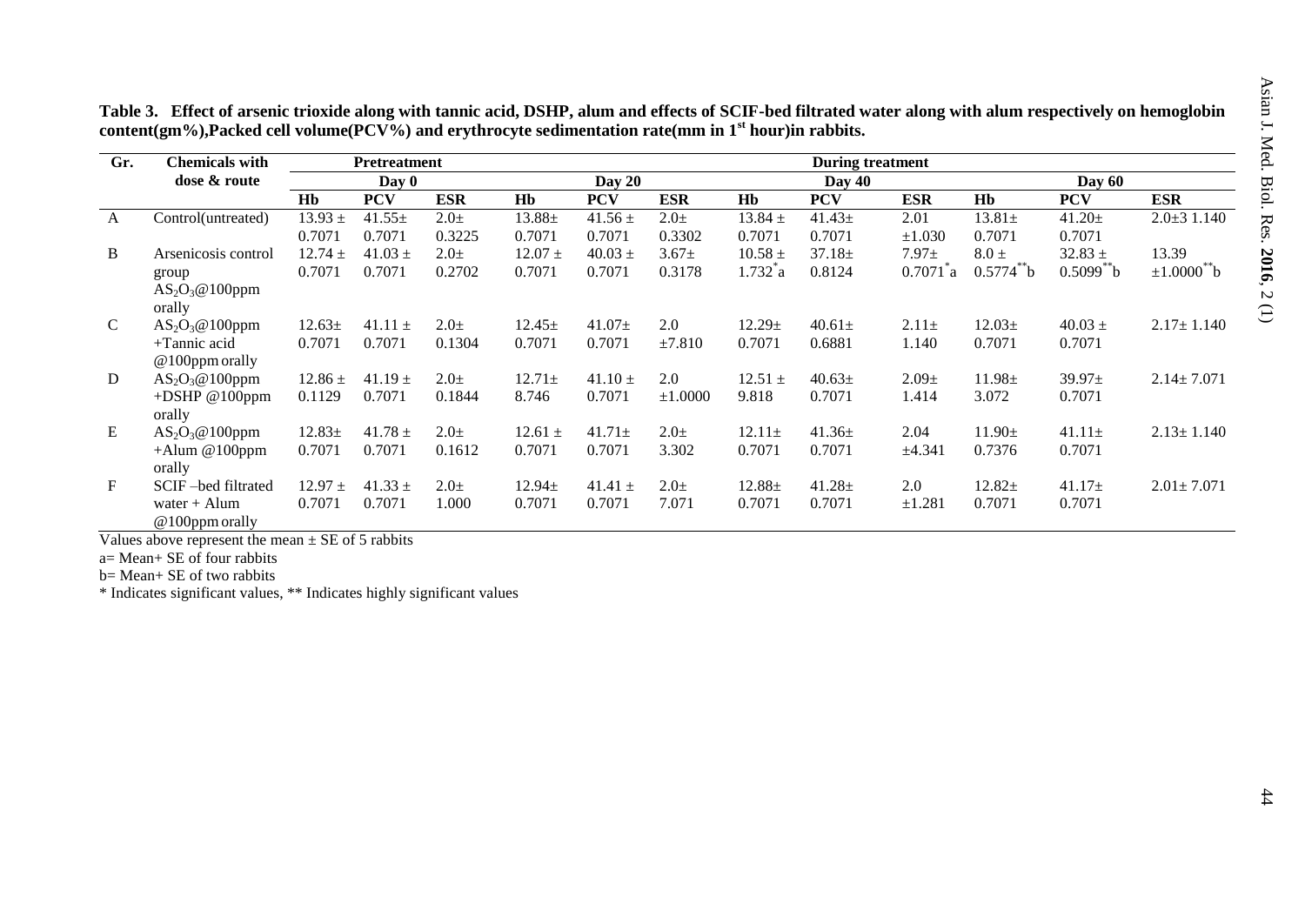**Table 3. Effect of arsenic trioxide along with tannic acid, DSHP, alum and effects of SCIF-bed filtrated water along with alum respectively on hemoglobin content(gm%),Packed cell volume(PCV%) and erythrocyte sedimentation rate(mm in 1st hour)in rabbits.**

| Gr. | Chemicals with dose & route | Pretreatment | | | During treatment | | | | | | | | |
|---|---|---|---|---|---|---|---|---|---|---|---|---|---|
| | | Day 0 | | | Day 20 | | | Day 40 | | | Day 60 | | |
| | | Hb | PCV | ESR | Hb | PCV | ESR | Hb | PCV | ESR | Hb | PCV | ESR |
| A | Control(untreated) | 13.93 ± 0.7071 | 41.55± 0.7071 | 2.0± 0.3225 | 13.88± 0.7071 | 41.56 ± 0.7071 | 2.0± 0.3302 | 13.84 ± 0.7071 | 41.43± 0.7071 | 2.01 ±1.030 | 13.81± 0.7071 | 41.20± 0.7071 | 2.0±3 1.140 |
| B | Arsenicosis control group $AS_2O_3$@100ppm orally | 12.74 ± 0.7071 | 41.03 ± 0.7071 | 2.0± 0.2702 | 12.07 ± 0.7071 | 40.03 ± 0.7071 | 3.67± 0.3178 | 10.58 ± 1.732*a | 37.18± 0.8124 | 7.97± 0.7071*a | 8.0 ± 0.5774**b | 32.83 ± 0.5099**b | 13.39 ±1.0000**b |
| C | $AS_2O_3$@100ppm +Tannic acid @100ppm orally | 12.63± 0.7071 | 41.11 ± 0.7071 | 2.0± 0.1304 | 12.45± 0.7071 | 41.07± 0.7071 | 2.0 ±7.810 | 12.29± 0.7071 | 40.61± 0.6881 | 2.11± 1.140 | 12.03± 0.7071 | 40.03 ± 0.7071 | 2.17± 1.140 |
| D | $AS_2O_3$@100ppm +DSHP @100ppm orally | 12.86 ± 0.1129 | 41.19 ± 0.7071 | 2.0± 0.1844 | 12.71± 8.746 | 41.10 ± 0.7071 | 2.0 ±1.0000 | 12.51 ± 9.818 | 40.63± 0.7071 | 2.09± 1.414 | 11.98± 3.072 | 39.97± 0.7071 | 2.14± 7.071 |
| E | $AS_2O_3$@100ppm +Alum @100ppm orally | 12.83± 0.7071 | 41.78 ± 0.7071 | 2.0± 0.1612 | 12.61 ± 0.7071 | 41.71± 0.7071 | 2.0± 3.302 | 12.11± 0.7071 | 41.36± 0.7071 | 2.04 ±4.341 | 11.90± 0.7376 | 41.11± 0.7071 | 2.13± 1.140 |
| F | SCIF –bed filtrated water + Alum @100ppm orally | 12.97 ± 0.7071 | 41.33 ± 0.7071 | 2.0± 1.000 | 12.94± 0.7071 | 41.41 ± 0.7071 | 2.0± 7.071 | 12.88± 0.7071 | 41.28± 0.7071 | 2.0 ±1.281 | 12.82± 0.7071 | 41.17± 0.7071 | 2.01± 7.071 |

Values above represent the mean ± SE of 5 rabbits

a= Mean+ SE of four rabbits

b= Mean+ SE of two rabbits

\* Indicates significant values, ** Indicates highly significant values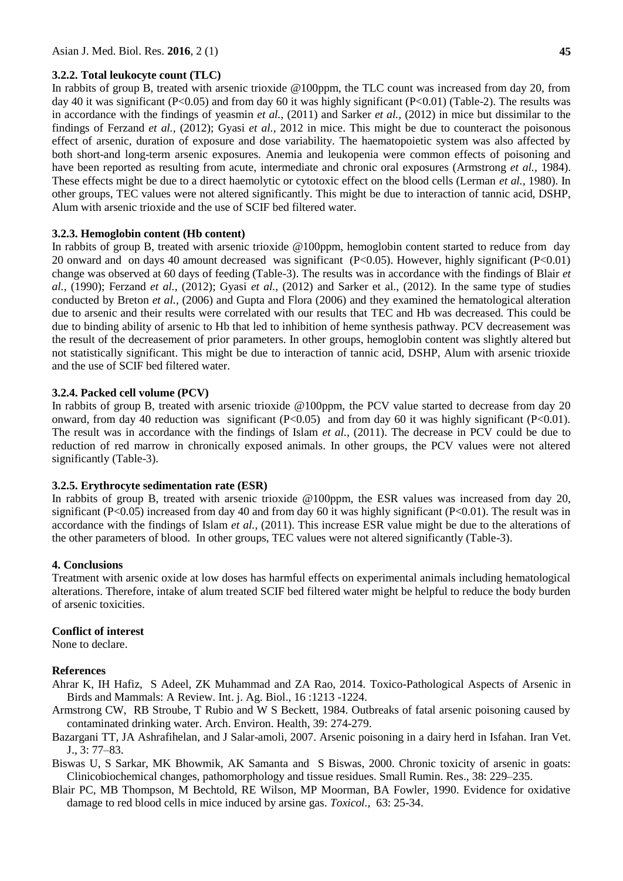### 3.2.2. Total leukocyte count (TLC)

In rabbits of group B, treated with arsenic trioxide @100ppm, the TLC count was increased from day 20, from day 40 it was significant (P<0.05) and from day 60 it was highly significant (P<0.01) (Table-2). The results was in accordance with the findings of yeasmin *et al.,* (2011) and Sarker *et al.,* (2012) in mice but dissimilar to the findings of Ferzand *et al.,* (2012); Gyasi *et al.,* 2012 in mice. This might be due to counteract the poisonous effect of arsenic, duration of exposure and dose variability. The haematopoietic system was also affected by both short-and long-term arsenic exposures. Anemia and leukopenia were common effects of poisoning and have been reported as resulting from acute, intermediate and chronic oral exposures (Armstrong *et al.,* 1984). These effects might be due to a direct haemolytic or cytotoxic effect on the blood cells (Lerman *et al.,* 1980). In other groups, TEC values were not altered significantly. This might be due to interaction of tannic acid, DSHP, Alum with arsenic trioxide and the use of SCIF bed filtered water.

### 3.2.3. Hemoglobin content (Hb content)

In rabbits of group B, treated with arsenic trioxide @100ppm, hemoglobin content started to reduce from day 20 onward and on days 40 amount decreased was significant (P<0.05). However, highly significant (P<0.01) change was observed at 60 days of feeding (Table-3). The results was in accordance with the findings of Blair *et al.,* (1990); Ferzand *et al.,* (2012); Gyasi *et al.,* (2012) and Sarker et al., (2012). In the same type of studies conducted by Breton *et al.,* (2006) and Gupta and Flora (2006) and they examined the hematological alteration due to arsenic and their results were correlated with our results that TEC and Hb was decreased. This could be due to binding ability of arsenic to Hb that led to inhibition of heme synthesis pathway. PCV decreasement was the result of the decreasement of prior parameters. In other groups, hemoglobin content was slightly altered but not statistically significant. This might be due to interaction of tannic acid, DSHP, Alum with arsenic trioxide and the use of SCIF bed filtered water.

### 3.2.4. Packed cell volume (PCV)

In rabbits of group B, treated with arsenic trioxide @100ppm, the PCV value started to decrease from day 20 onward, from day 40 reduction was significant (P<0.05) and from day 60 it was highly significant (P<0.01). The result was in accordance with the findings of Islam *et al.,* (2011). The decrease in PCV could be due to reduction of red marrow in chronically exposed animals. In other groups, the PCV values were not altered significantly (Table-3).

### 3.2.5. Erythrocyte sedimentation rate (ESR)

In rabbits of group B, treated with arsenic trioxide @100ppm, the ESR values was increased from day 20, significant (P<0.05) increased from day 40 and from day 60 it was highly significant (P<0.01). The result was in accordance with the findings of Islam *et al.,* (2011). This increase ESR value might be due to the alterations of the other parameters of blood. In other groups, TEC values were not altered significantly (Table-3).

## 4. Conclusions

Treatment with arsenic oxide at low doses has harmful effects on experimental animals including hematological alterations. Therefore, intake of alum treated SCIF bed filtered water might be helpful to reduce the body burden of arsenic toxicities.

## Conflict of interest

None to declare.

## References

Ahrar K, IH Hafiz, S Adeel, ZK Muhammad and ZA Rao, 2014. Toxico-Pathological Aspects of Arsenic in Birds and Mammals: A Review. Int. j. Ag. Biol., 16 :1213 -1224.

Armstrong CW, RB Stroube, T Rubio and W S Beckett, 1984. Outbreaks of fatal arsenic poisoning caused by contaminated drinking water. Arch. Environ. Health, 39: 274-279.

Bazargani TT, JA Ashrafihelan, and J Salar-amoli, 2007. Arsenic poisoning in a dairy herd in Isfahan. Iran Vet. J., 3: 77–83.

Biswas U, S Sarkar, MK Bhowmik, AK Samanta and S Biswas, 2000. Chronic toxicity of arsenic in goats: Clinicobiochemical changes, pathomorphology and tissue residues. Small Rumin. Res., 38: 229–235.

Blair PC, MB Thompson, M Bechtold, RE Wilson, MP Moorman, BA Fowler, 1990. Evidence for oxidative damage to red blood cells in mice induced by arsine gas. *Toxicol.,* 63: 25-34.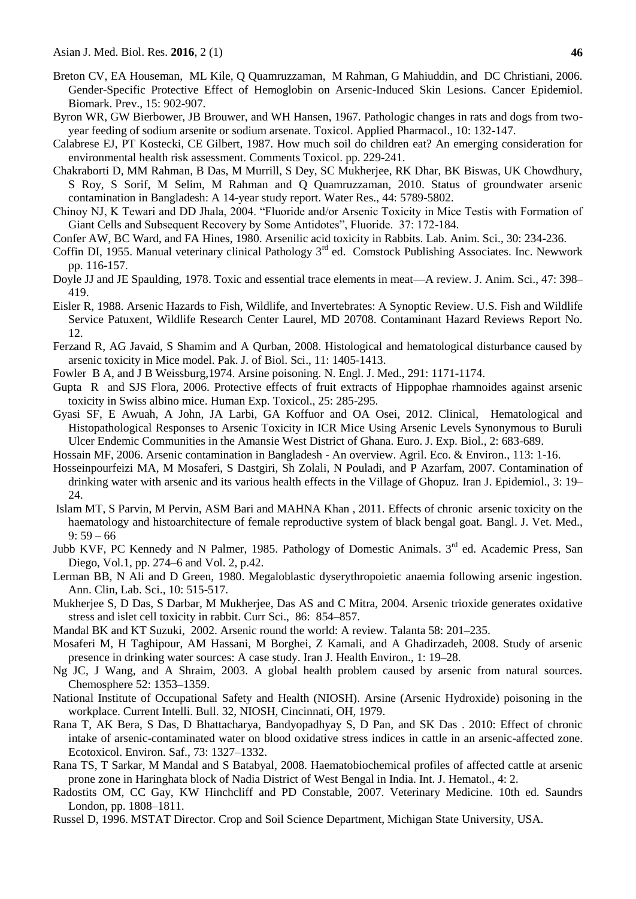Breton CV, EA Houseman, ML Kile, Q Quamruzzaman, M Rahman, G Mahiuddin, and DC Christiani, 2006. Gender-Specific Protective Effect of Hemoglobin on Arsenic-Induced Skin Lesions. Cancer Epidemiol. Biomark. Prev., 15: 902-907.

Byron WR, GW Bierbower, JB Brouwer, and WH Hansen, 1967. Pathologic changes in rats and dogs from two-year feeding of sodium arsenite or sodium arsenate. Toxicol. Applied Pharmacol., 10: 132-147.

Calabrese EJ, PT Kostecki, CE Gilbert, 1987. How much soil do children eat? An emerging consideration for environmental health risk assessment. Comments Toxicol. pp. 229-241.

Chakraborti D, MM Rahman, B Das, M Murrill, S Dey, SC Mukherjee, RK Dhar, BK Biswas, UK Chowdhury, S Roy, S Sorif, M Selim, M Rahman and Q Quamruzzaman, 2010. Status of groundwater arsenic contamination in Bangladesh: A 14-year study report. Water Res., 44: 5789-5802.

Chinoy NJ, K Tewari and DD Jhala, 2004. "Fluoride and/or Arsenic Toxicity in Mice Testis with Formation of Giant Cells and Subsequent Recovery by Some Antidotes", Fluoride. 37: 172-184.

Confer AW, BC Ward, and FA Hines, 1980. Arsenilic acid toxicity in Rabbits. Lab. Anim. Sci., 30: 234-236.

Coffin DI, 1955. Manual veterinary clinical Pathology 3rd ed. Comstock Publishing Associates. Inc. Newwork pp. 116-157.

Doyle JJ and JE Spaulding, 1978. Toxic and essential trace elements in meat—A review. J. Anim. Sci., 47: 398–419.

Eisler R, 1988. Arsenic Hazards to Fish, Wildlife, and Invertebrates: A Synoptic Review. U.S. Fish and Wildlife Service Patuxent, Wildlife Research Center Laurel, MD 20708. Contaminant Hazard Reviews Report No. 12.

Ferzand R, AG Javaid, S Shamim and A Qurban, 2008. Histological and hematological disturbance caused by arsenic toxicity in Mice model. Pak. J. of Biol. Sci., 11: 1405-1413.

Fowler B A, and J B Weissburg,1974. Arsine poisoning. N. Engl. J. Med., 291: 1171-1174.

Gupta R and SJS Flora, 2006. Protective effects of fruit extracts of Hippophae rhamnoides against arsenic toxicity in Swiss albino mice. Human Exp. Toxicol., 25: 285-295.

Gyasi SF, E Awuah, A John, JA Larbi, GA Koffuor and OA Osei, 2012. Clinical, Hematological and Histopathological Responses to Arsenic Toxicity in ICR Mice Using Arsenic Levels Synonymous to Buruli Ulcer Endemic Communities in the Amansie West District of Ghana. Euro. J. Exp. Biol., 2: 683-689.

Hossain MF, 2006. Arsenic contamination in Bangladesh - An overview. Agril. Eco. & Environ., 113: 1-16.

Hosseinpourfeizi MA, M Mosaferi, S Dastgiri, Sh Zolali, N Pouladi, and P Azarfam, 2007. Contamination of drinking water with arsenic and its various health effects in the Village of Ghopuz. Iran J. Epidemiol., 3: 19–24.

Islam MT, S Parvin, M Pervin, ASM Bari and MAHNA Khan , 2011. Effects of chronic arsenic toxicity on the haematology and histoarchitecture of female reproductive system of black bengal goat. Bangl. J. Vet. Med., 9: 59 – 66

Jubb KVF, PC Kennedy and N Palmer, 1985. Pathology of Domestic Animals. 3rd ed. Academic Press, San Diego, Vol.1, pp. 274–6 and Vol. 2, p.42.

Lerman BB, N Ali and D Green, 1980. Megaloblastic dyserythropoietic anaemia following arsenic ingestion. Ann. Clin, Lab. Sci., 10: 515-517.

Mukherjee S, D Das, S Darbar, M Mukherjee, Das AS and C Mitra, 2004. Arsenic trioxide generates oxidative stress and islet cell toxicity in rabbit. Curr Sci., 86: 854–857.

Mandal BK and KT Suzuki, 2002. Arsenic round the world: A review. Talanta 58: 201–235.

Mosaferi M, H Taghipour, AM Hassani, M Borghei, Z Kamali, and A Ghadirzadeh, 2008. Study of arsenic presence in drinking water sources: A case study. Iran J. Health Environ., 1: 19–28.

Ng JC, J Wang, and A Shraim, 2003. A global health problem caused by arsenic from natural sources. Chemosphere 52: 1353–1359.

National Institute of Occupational Safety and Health (NIOSH). Arsine (Arsenic Hydroxide) poisoning in the workplace. Current Intelli. Bull. 32, NIOSH, Cincinnati, OH, 1979.

Rana T, AK Bera, S Das, D Bhattacharya, Bandyopadhyay S, D Pan, and SK Das . 2010: Effect of chronic intake of arsenic-contaminated water on blood oxidative stress indices in cattle in an arsenic-affected zone. Ecotoxicol. Environ. Saf., 73: 1327–1332.

Rana TS, T Sarkar, M Mandal and S Batabyal, 2008. Haematobiochemical profiles of affected cattle at arsenic prone zone in Haringhata block of Nadia District of West Bengal in India. Int. J. Hematol., 4: 2.

Radostits OM, CC Gay, KW Hinchcliff and PD Constable, 2007. Veterinary Medicine. 10th ed. Saundrs London, pp. 1808–1811.

Russel D, 1996. MSTAT Director. Crop and Soil Science Department, Michigan State University, USA.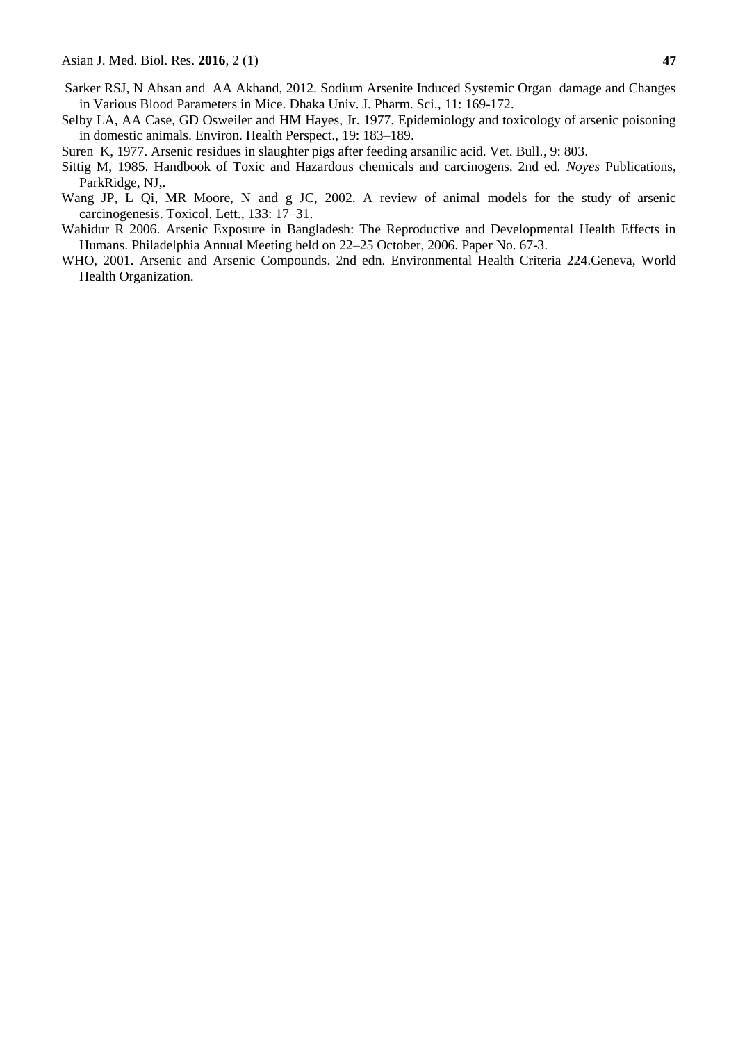Sarker RSJ, N Ahsan and AA Akhand, 2012. Sodium Arsenite Induced Systemic Organ damage and Changes in Various Blood Parameters in Mice. Dhaka Univ. J. Pharm. Sci., 11: 169-172.

Selby LA, AA Case, GD Osweiler and HM Hayes, Jr. 1977. Epidemiology and toxicology of arsenic poisoning in domestic animals. Environ. Health Perspect., 19: 183–189.

Suren K, 1977. Arsenic residues in slaughter pigs after feeding arsanilic acid. Vet. Bull., 9: 803.

Sittig M, 1985. Handbook of Toxic and Hazardous chemicals and carcinogens. 2nd ed. *Noyes* Publications, ParkRidge, NJ,.

Wang JP, L Qi, MR Moore, N and g JC, 2002. A review of animal models for the study of arsenic carcinogenesis. Toxicol. Lett., 133: 17–31.

Wahidur R 2006. Arsenic Exposure in Bangladesh: The Reproductive and Developmental Health Effects in Humans. Philadelphia Annual Meeting held on 22–25 October, 2006. Paper No. 67-3.

WHO, 2001. Arsenic and Arsenic Compounds. 2nd edn. Environmental Health Criteria 224.Geneva, World Health Organization.